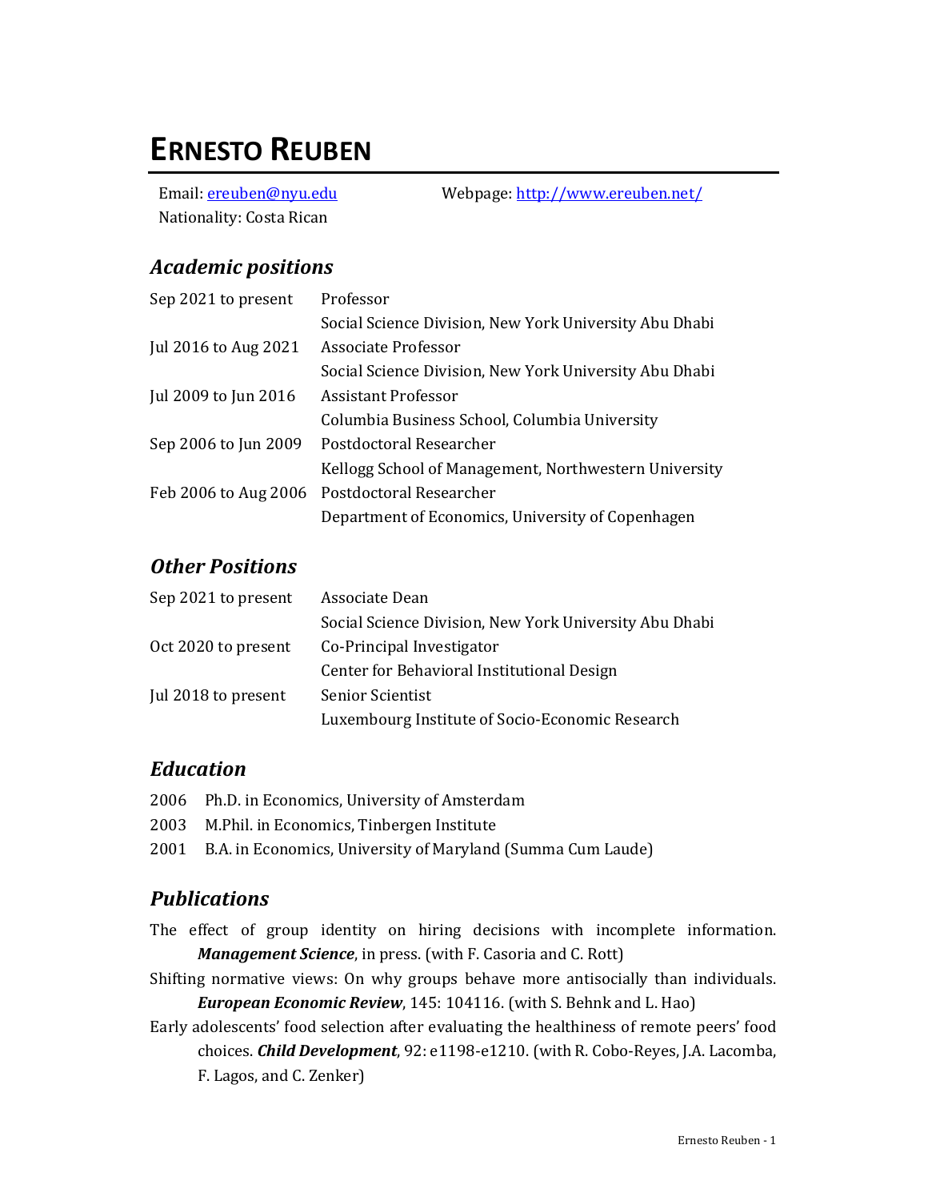# ERNESTO REUBEN

Email: ereuben@nyu.edu
Webpage: http://www.ereuben.net/
Nationality: Costa Rican

## *Academic positions*

| | |
|---|---|
| Sep 2021 to present | Professor<br>Social Science Division, New York University Abu Dhabi |
| Jul 2016 to Aug 2021 | Associate Professor<br>Social Science Division, New York University Abu Dhabi |
| Jul 2009 to Jun 2016 | Assistant Professor<br>Columbia Business School, Columbia University |
| Sep 2006 to Jun 2009 | Postdoctoral Researcher<br>Kellogg School of Management, Northwestern University |
| Feb 2006 to Aug 2006 | Postdoctoral Researcher<br>Department of Economics, University of Copenhagen |

## *Other Positions*

| | |
|---|---|
| Sep 2021 to present | Associate Dean<br>Social Science Division, New York University Abu Dhabi |
| Oct 2020 to present | Co-Principal Investigator<br>Center for Behavioral Institutional Design |
| Jul 2018 to present | Senior Scientist<br>Luxembourg Institute of Socio-Economic Research |

## *Education*

2006 Ph.D. in Economics, University of Amsterdam

2003 M.Phil. in Economics, Tinbergen Institute

2001 B.A. in Economics, University of Maryland (Summa Cum Laude)

## *Publications*

The effect of group identity on hiring decisions with incomplete information. ***Management Science***, in press. (with F. Casoria and C. Rott)

Shifting normative views: On why groups behave more antisocially than individuals. ***European Economic Review***, 145: 104116. (with S. Behnk and L. Hao)

Early adolescents' food selection after evaluating the healthiness of remote peers' food choices. ***Child Development***, 92: e1198-e1210. (with R. Cobo-Reyes, J.A. Lacomba, F. Lagos, and C. Zenker)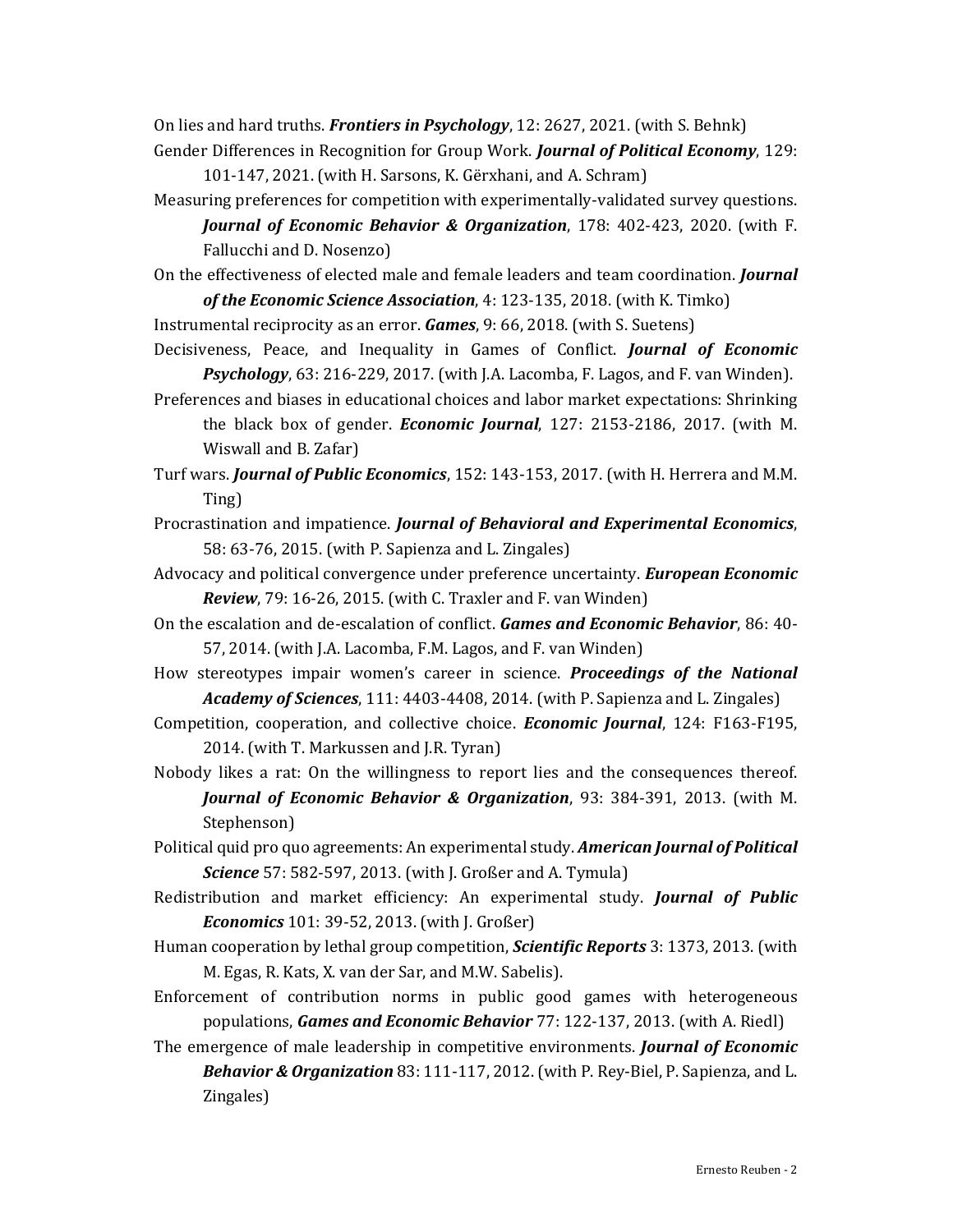On lies and hard truths. ***Frontiers in Psychology***, 12: 2627, 2021. (with S. Behnk)

Gender Differences in Recognition for Group Work. ***Journal of Political Economy***, 129: 101-147, 2021. (with H. Sarsons, K. Gërxhani, and A. Schram)

Measuring preferences for competition with experimentally-validated survey questions. ***Journal of Economic Behavior & Organization***, 178: 402-423, 2020. (with F. Fallucchi and D. Nosenzo)

On the effectiveness of elected male and female leaders and team coordination. ***Journal of the Economic Science Association***, 4: 123-135, 2018. (with K. Timko)

Instrumental reciprocity as an error. ***Games***, 9: 66, 2018. (with S. Suetens)

Decisiveness, Peace, and Inequality in Games of Conflict. ***Journal of Economic Psychology***, 63: 216-229, 2017. (with J.A. Lacomba, F. Lagos, and F. van Winden).

Preferences and biases in educational choices and labor market expectations: Shrinking the black box of gender. ***Economic Journal***, 127: 2153-2186, 2017. (with M. Wiswall and B. Zafar)

Turf wars. ***Journal of Public Economics***, 152: 143-153, 2017. (with H. Herrera and M.M. Ting)

Procrastination and impatience. ***Journal of Behavioral and Experimental Economics***, 58: 63-76, 2015. (with P. Sapienza and L. Zingales)

Advocacy and political convergence under preference uncertainty. ***European Economic Review***, 79: 16-26, 2015. (with C. Traxler and F. van Winden)

On the escalation and de-escalation of conflict. ***Games and Economic Behavior***, 86: 40-57, 2014. (with J.A. Lacomba, F.M. Lagos, and F. van Winden)

How stereotypes impair women's career in science. ***Proceedings of the National Academy of Sciences***, 111: 4403-4408, 2014. (with P. Sapienza and L. Zingales)

Competition, cooperation, and collective choice. ***Economic Journal***, 124: F163-F195, 2014. (with T. Markussen and J.R. Tyran)

Nobody likes a rat: On the willingness to report lies and the consequences thereof. ***Journal of Economic Behavior & Organization***, 93: 384-391, 2013. (with M. Stephenson)

Political quid pro quo agreements: An experimental study. ***American Journal of Political Science*** 57: 582-597, 2013. (with J. Großer and A. Tymula)

Redistribution and market efficiency: An experimental study. ***Journal of Public Economics*** 101: 39-52, 2013. (with J. Großer)

Human cooperation by lethal group competition, ***Scientific Reports*** 3: 1373, 2013. (with M. Egas, R. Kats, X. van der Sar, and M.W. Sabelis).

Enforcement of contribution norms in public good games with heterogeneous populations, ***Games and Economic Behavior*** 77: 122-137, 2013. (with A. Riedl)

The emergence of male leadership in competitive environments. ***Journal of Economic Behavior & Organization*** 83: 111-117, 2012. (with P. Rey-Biel, P. Sapienza, and L. Zingales)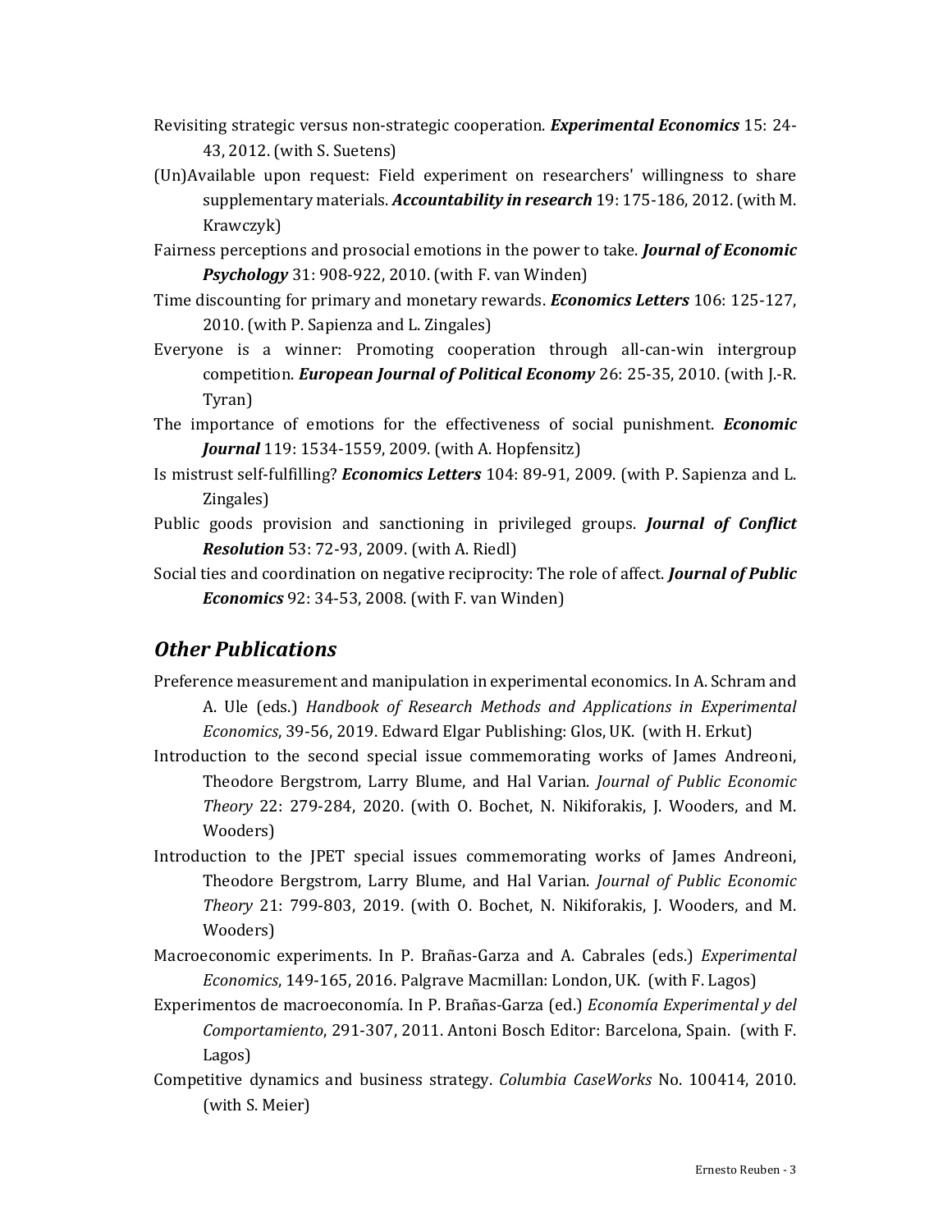Revisiting strategic versus non-strategic cooperation. ***Experimental Economics*** 15: 24-43, 2012. (with S. Suetens)

(Un)Available upon request: Field experiment on researchers' willingness to share supplementary materials. ***Accountability in research*** 19: 175-186, 2012. (with M. Krawczyk)

Fairness perceptions and prosocial emotions in the power to take. ***Journal of Economic Psychology*** 31: 908-922, 2010. (with F. van Winden)

Time discounting for primary and monetary rewards. ***Economics Letters*** 106: 125-127, 2010. (with P. Sapienza and L. Zingales)

Everyone is a winner: Promoting cooperation through all-can-win intergroup competition. ***European Journal of Political Economy*** 26: 25-35, 2010. (with J.-R. Tyran)

The importance of emotions for the effectiveness of social punishment. ***Economic Journal*** 119: 1534-1559, 2009. (with A. Hopfensitz)

Is mistrust self-fulfilling? ***Economics Letters*** 104: 89-91, 2009. (with P. Sapienza and L. Zingales)

Public goods provision and sanctioning in privileged groups. ***Journal of Conflict Resolution*** 53: 72-93, 2009. (with A. Riedl)

Social ties and coordination on negative reciprocity: The role of affect. ***Journal of Public Economics*** 92: 34-53, 2008. (with F. van Winden)

## *Other Publications*

Preference measurement and manipulation in experimental economics. In A. Schram and A. Ule (eds.) *Handbook of Research Methods and Applications in Experimental Economics*, 39-56, 2019. Edward Elgar Publishing: Glos, UK. (with H. Erkut)

Introduction to the second special issue commemorating works of James Andreoni, Theodore Bergstrom, Larry Blume, and Hal Varian. *Journal of Public Economic Theory* 22: 279-284, 2020. (with O. Bochet, N. Nikiforakis, J. Wooders, and M. Wooders)

Introduction to the JPET special issues commemorating works of James Andreoni, Theodore Bergstrom, Larry Blume, and Hal Varian. *Journal of Public Economic Theory* 21: 799-803, 2019. (with O. Bochet, N. Nikiforakis, J. Wooders, and M. Wooders)

Macroeconomic experiments. In P. Brañas-Garza and A. Cabrales (eds.) *Experimental Economics*, 149-165, 2016. Palgrave Macmillan: London, UK. (with F. Lagos)

Experimentos de macroeconomía. In P. Brañas-Garza (ed.) *Economía Experimental y del Comportamiento*, 291-307, 2011. Antoni Bosch Editor: Barcelona, Spain. (with F. Lagos)

Competitive dynamics and business strategy. *Columbia CaseWorks* No. 100414, 2010. (with S. Meier)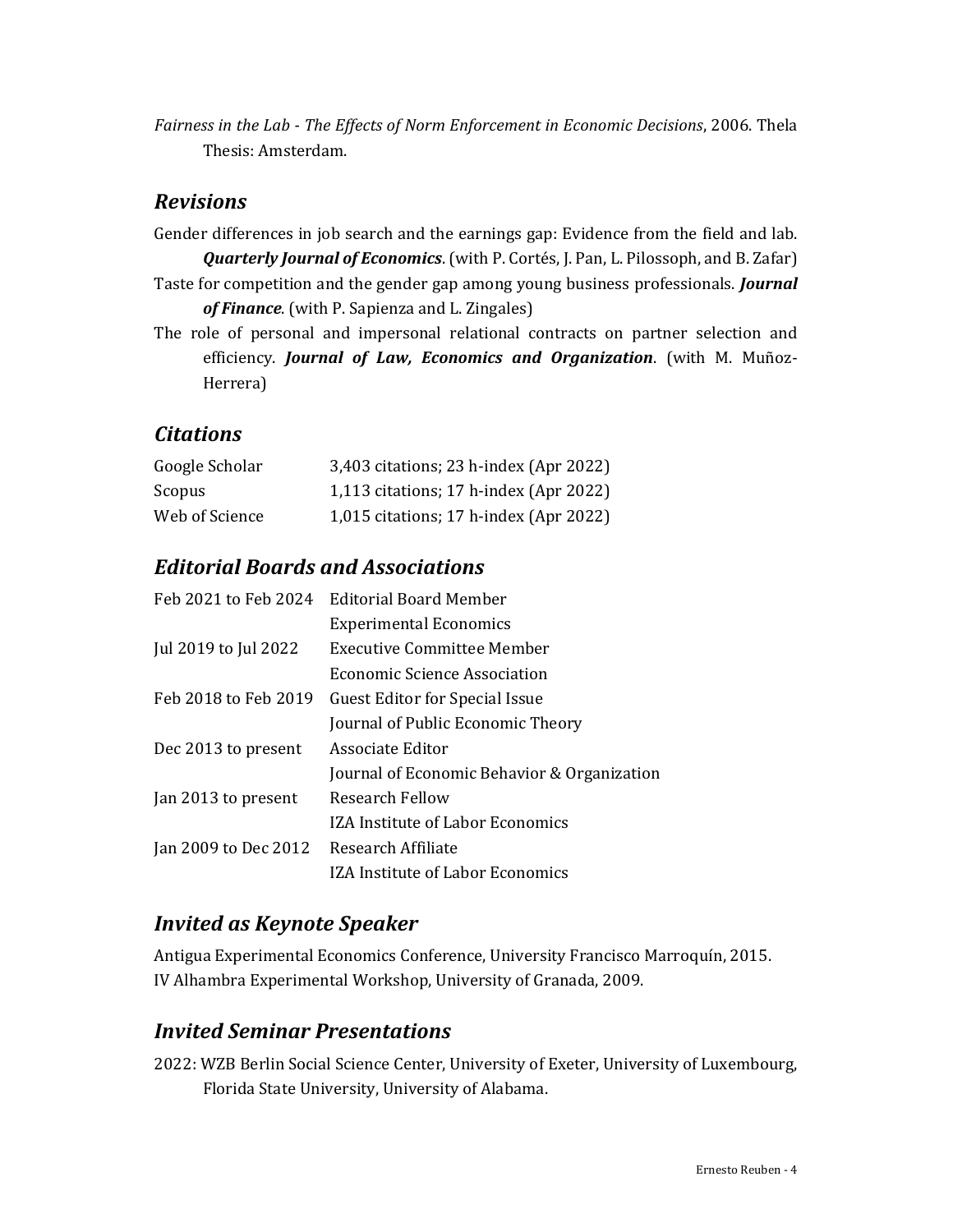*Fairness in the Lab - The Effects of Norm Enforcement in Economic Decisions*, 2006. Thela Thesis: Amsterdam.

## *Revisions*

Gender differences in job search and the earnings gap: Evidence from the field and lab. ***Quarterly Journal of Economics***. (with P. Cortés, J. Pan, L. Pilossoph, and B. Zafar)

Taste for competition and the gender gap among young business professionals. ***Journal of Finance***. (with P. Sapienza and L. Zingales)

The role of personal and impersonal relational contracts on partner selection and efficiency. ***Journal of Law, Economics and Organization***. (with M. Muñoz-Herrera)

## *Citations*

| | |
|---|---|
| Google Scholar | 3,403 citations; 23 h-index (Apr 2022) |
| Scopus | 1,113 citations; 17 h-index (Apr 2022) |
| Web of Science | 1,015 citations; 17 h-index (Apr 2022) |

## *Editorial Boards and Associations*

| | |
|---|---|
| Feb 2021 to Feb 2024 | Editorial Board Member<br>Experimental Economics |
| Jul 2019 to Jul 2022 | Executive Committee Member<br>Economic Science Association |
| Feb 2018 to Feb 2019 | Guest Editor for Special Issue<br>Journal of Public Economic Theory |
| Dec 2013 to present | Associate Editor<br>Journal of Economic Behavior & Organization |
| Jan 2013 to present | Research Fellow<br>IZA Institute of Labor Economics |
| Jan 2009 to Dec 2012 | Research Affiliate<br>IZA Institute of Labor Economics |

## *Invited as Keynote Speaker*

Antigua Experimental Economics Conference, University Francisco Marroquín, 2015.

IV Alhambra Experimental Workshop, University of Granada, 2009.

## *Invited Seminar Presentations*

2022: WZB Berlin Social Science Center, University of Exeter, University of Luxembourg, Florida State University, University of Alabama.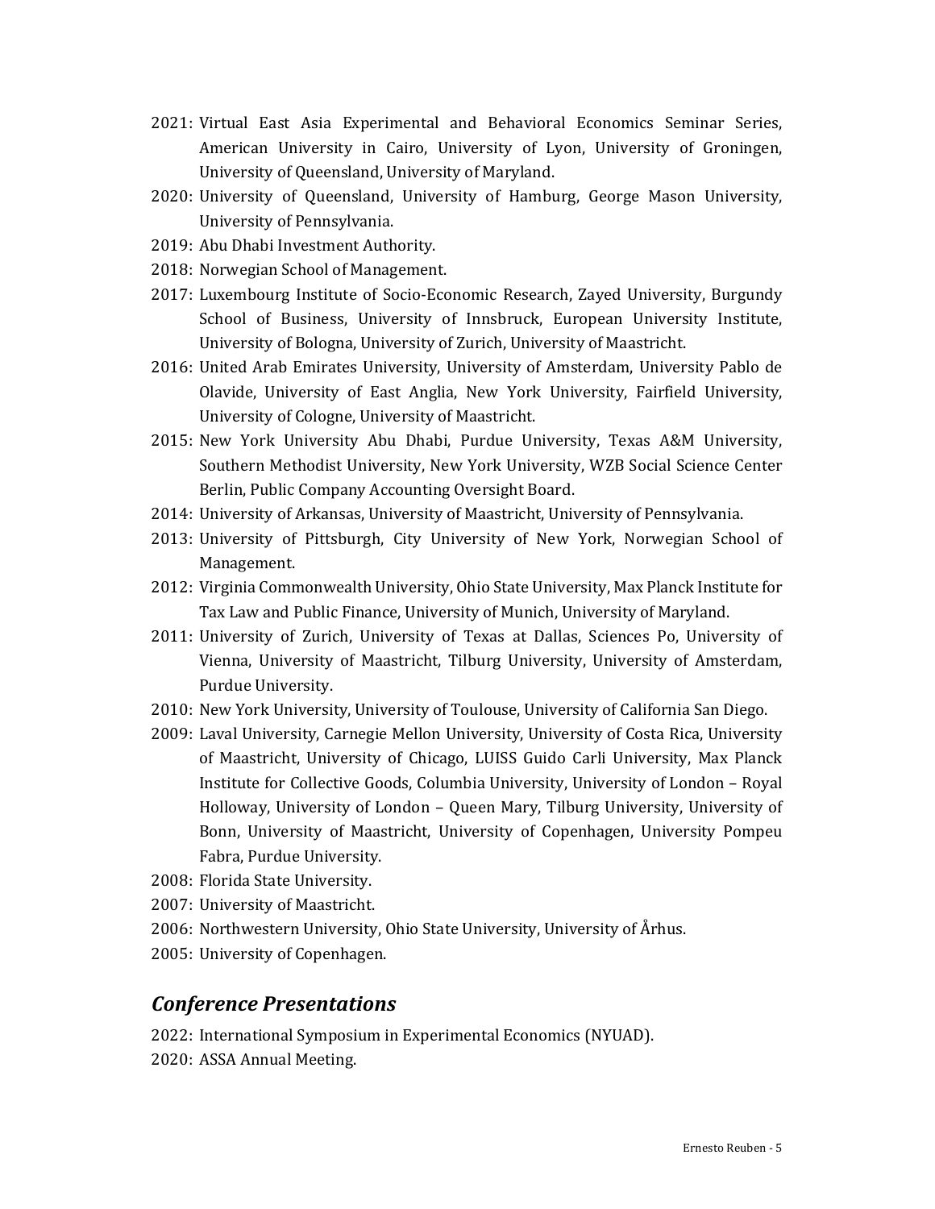2021: Virtual East Asia Experimental and Behavioral Economics Seminar Series, American University in Cairo, University of Lyon, University of Groningen, University of Queensland, University of Maryland.

2020: University of Queensland, University of Hamburg, George Mason University, University of Pennsylvania.

2019: Abu Dhabi Investment Authority.

2018: Norwegian School of Management.

2017: Luxembourg Institute of Socio-Economic Research, Zayed University, Burgundy School of Business, University of Innsbruck, European University Institute, University of Bologna, University of Zurich, University of Maastricht.

2016: United Arab Emirates University, University of Amsterdam, University Pablo de Olavide, University of East Anglia, New York University, Fairfield University, University of Cologne, University of Maastricht.

2015: New York University Abu Dhabi, Purdue University, Texas A&M University, Southern Methodist University, New York University, WZB Social Science Center Berlin, Public Company Accounting Oversight Board.

2014: University of Arkansas, University of Maastricht, University of Pennsylvania.

2013: University of Pittsburgh, City University of New York, Norwegian School of Management.

2012: Virginia Commonwealth University, Ohio State University, Max Planck Institute for Tax Law and Public Finance, University of Munich, University of Maryland.

2011: University of Zurich, University of Texas at Dallas, Sciences Po, University of Vienna, University of Maastricht, Tilburg University, University of Amsterdam, Purdue University.

2010: New York University, University of Toulouse, University of California San Diego.

2009: Laval University, Carnegie Mellon University, University of Costa Rica, University of Maastricht, University of Chicago, LUISS Guido Carli University, Max Planck Institute for Collective Goods, Columbia University, University of London – Royal Holloway, University of London – Queen Mary, Tilburg University, University of Bonn, University of Maastricht, University of Copenhagen, University Pompeu Fabra, Purdue University.

2008: Florida State University.

2007: University of Maastricht.

2006: Northwestern University, Ohio State University, University of Århus.

2005: University of Copenhagen.

## *Conference Presentations*

2022: International Symposium in Experimental Economics (NYUAD).

2020: ASSA Annual Meeting.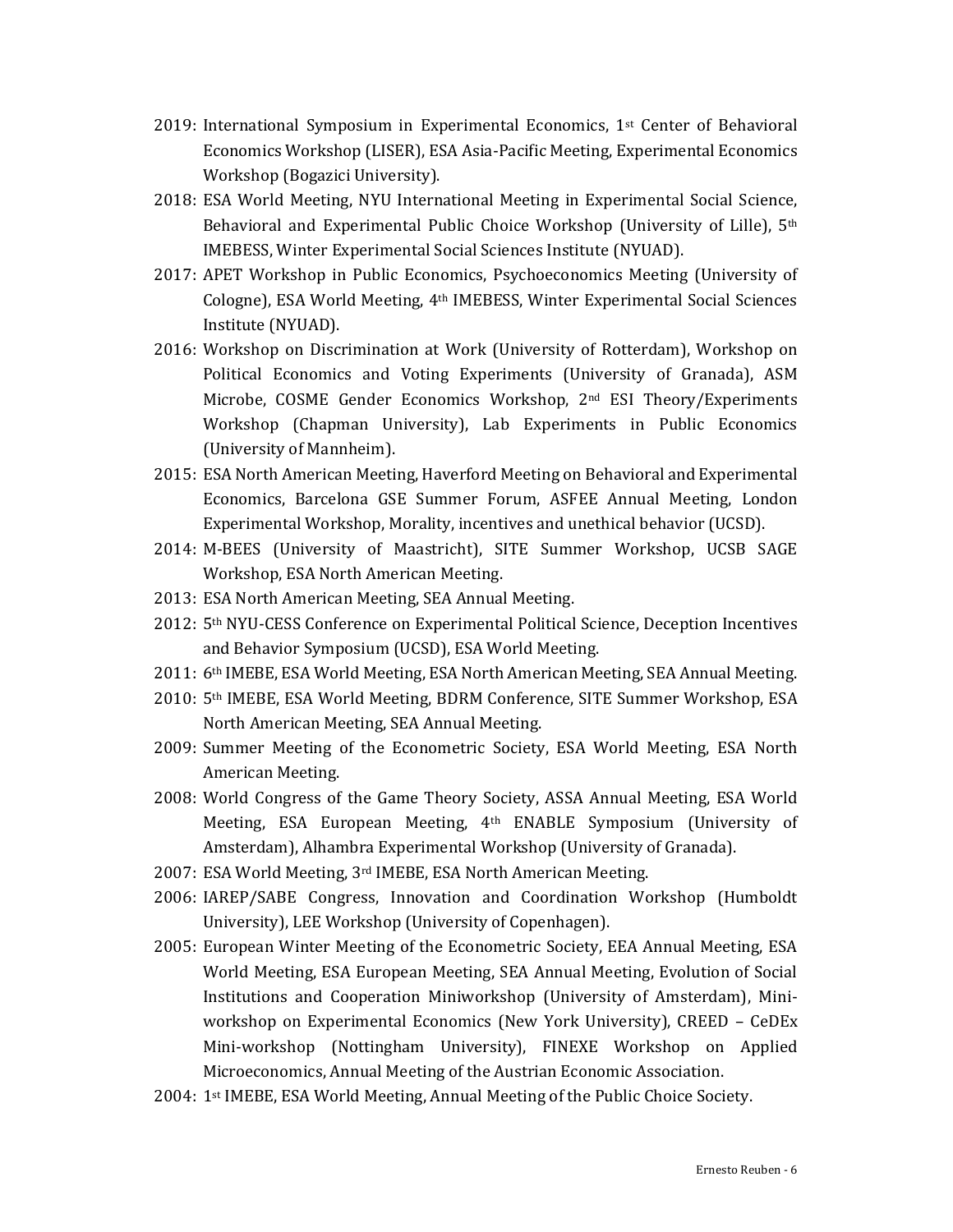2019: International Symposium in Experimental Economics, 1st Center of Behavioral Economics Workshop (LISER), ESA Asia-Pacific Meeting, Experimental Economics Workshop (Bogazici University).

2018: ESA World Meeting, NYU International Meeting in Experimental Social Science, Behavioral and Experimental Public Choice Workshop (University of Lille), 5th IMEBESS, Winter Experimental Social Sciences Institute (NYUAD).

2017: APET Workshop in Public Economics, Psychoeconomics Meeting (University of Cologne), ESA World Meeting, 4th IMEBESS, Winter Experimental Social Sciences Institute (NYUAD).

2016: Workshop on Discrimination at Work (University of Rotterdam), Workshop on Political Economics and Voting Experiments (University of Granada), ASM Microbe, COSME Gender Economics Workshop, 2nd ESI Theory/Experiments Workshop (Chapman University), Lab Experiments in Public Economics (University of Mannheim).

2015: ESA North American Meeting, Haverford Meeting on Behavioral and Experimental Economics, Barcelona GSE Summer Forum, ASFEE Annual Meeting, London Experimental Workshop, Morality, incentives and unethical behavior (UCSD).

2014: M-BEES (University of Maastricht), SITE Summer Workshop, UCSB SAGE Workshop, ESA North American Meeting.

2013: ESA North American Meeting, SEA Annual Meeting.

2012: 5th NYU-CESS Conference on Experimental Political Science, Deception Incentives and Behavior Symposium (UCSD), ESA World Meeting.

2011: 6th IMEBE, ESA World Meeting, ESA North American Meeting, SEA Annual Meeting.

2010: 5th IMEBE, ESA World Meeting, BDRM Conference, SITE Summer Workshop, ESA North American Meeting, SEA Annual Meeting.

2009: Summer Meeting of the Econometric Society, ESA World Meeting, ESA North American Meeting.

2008: World Congress of the Game Theory Society, ASSA Annual Meeting, ESA World Meeting, ESA European Meeting, 4th ENABLE Symposium (University of Amsterdam), Alhambra Experimental Workshop (University of Granada).

2007: ESA World Meeting, 3rd IMEBE, ESA North American Meeting.

2006: IAREP/SABE Congress, Innovation and Coordination Workshop (Humboldt University), LEE Workshop (University of Copenhagen).

2005: European Winter Meeting of the Econometric Society, EEA Annual Meeting, ESA World Meeting, ESA European Meeting, SEA Annual Meeting, Evolution of Social Institutions and Cooperation Miniworkshop (University of Amsterdam), Mini-workshop on Experimental Economics (New York University), CREED – CeDEx Mini-workshop (Nottingham University), FINEXE Workshop on Applied Microeconomics, Annual Meeting of the Austrian Economic Association.

2004: 1st IMEBE, ESA World Meeting, Annual Meeting of the Public Choice Society.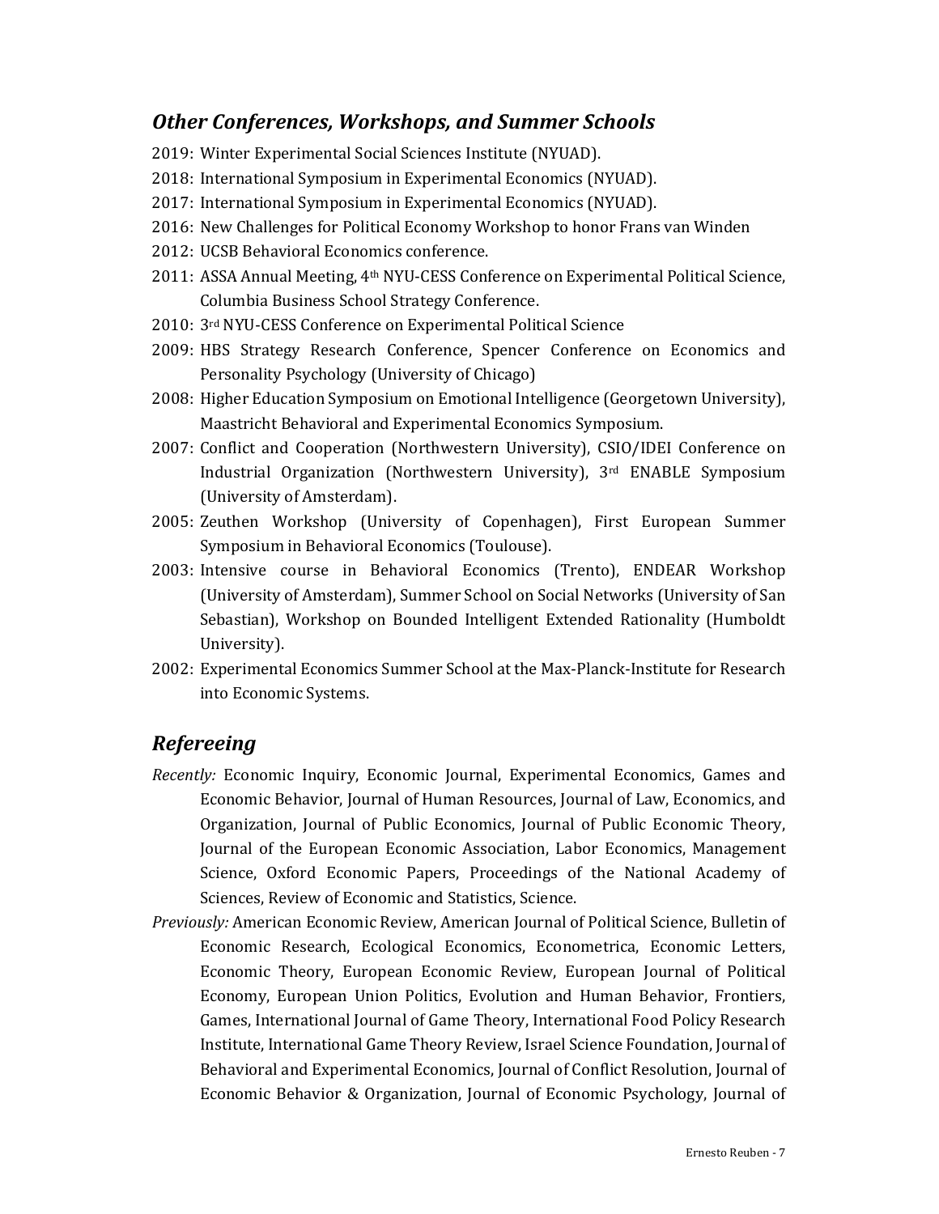## *Other Conferences, Workshops, and Summer Schools*

2019: Winter Experimental Social Sciences Institute (NYUAD).

2018: International Symposium in Experimental Economics (NYUAD).

2017: International Symposium in Experimental Economics (NYUAD).

2016: New Challenges for Political Economy Workshop to honor Frans van Winden

2012: UCSB Behavioral Economics conference.

2011: ASSA Annual Meeting, 4th NYU-CESS Conference on Experimental Political Science, Columbia Business School Strategy Conference.

2010: 3rd NYU-CESS Conference on Experimental Political Science

2009: HBS Strategy Research Conference, Spencer Conference on Economics and Personality Psychology (University of Chicago)

2008: Higher Education Symposium on Emotional Intelligence (Georgetown University), Maastricht Behavioral and Experimental Economics Symposium.

2007: Conflict and Cooperation (Northwestern University), CSIO/IDEI Conference on Industrial Organization (Northwestern University), 3rd ENABLE Symposium (University of Amsterdam).

2005: Zeuthen Workshop (University of Copenhagen), First European Summer Symposium in Behavioral Economics (Toulouse).

2003: Intensive course in Behavioral Economics (Trento), ENDEAR Workshop (University of Amsterdam), Summer School on Social Networks (University of San Sebastian), Workshop on Bounded Intelligent Extended Rationality (Humboldt University).

2002: Experimental Economics Summer School at the Max-Planck-Institute for Research into Economic Systems.

## *Refereeing*

*Recently:* Economic Inquiry, Economic Journal, Experimental Economics, Games and Economic Behavior, Journal of Human Resources, Journal of Law, Economics, and Organization, Journal of Public Economics, Journal of Public Economic Theory, Journal of the European Economic Association, Labor Economics, Management Science, Oxford Economic Papers, Proceedings of the National Academy of Sciences, Review of Economic and Statistics, Science.

*Previously:* American Economic Review, American Journal of Political Science, Bulletin of Economic Research, Ecological Economics, Econometrica, Economic Letters, Economic Theory, European Economic Review, European Journal of Political Economy, European Union Politics, Evolution and Human Behavior, Frontiers, Games, International Journal of Game Theory, International Food Policy Research Institute, International Game Theory Review, Israel Science Foundation, Journal of Behavioral and Experimental Economics, Journal of Conflict Resolution, Journal of Economic Behavior & Organization, Journal of Economic Psychology, Journal of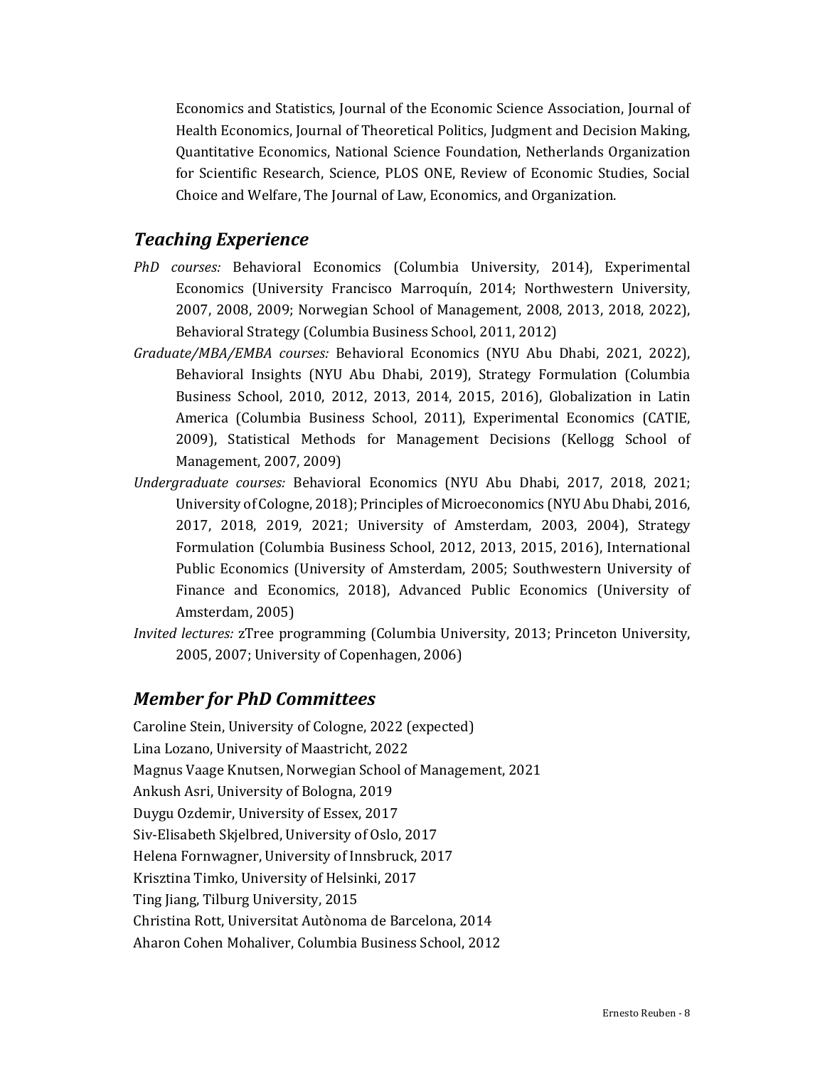Economics and Statistics, Journal of the Economic Science Association, Journal of Health Economics, Journal of Theoretical Politics, Judgment and Decision Making, Quantitative Economics, National Science Foundation, Netherlands Organization for Scientific Research, Science, PLOS ONE, Review of Economic Studies, Social Choice and Welfare, The Journal of Law, Economics, and Organization.

## *Teaching Experience*

*PhD courses:* Behavioral Economics (Columbia University, 2014), Experimental Economics (University Francisco Marroquín, 2014; Northwestern University, 2007, 2008, 2009; Norwegian School of Management, 2008, 2013, 2018, 2022), Behavioral Strategy (Columbia Business School, 2011, 2012)

*Graduate/MBA/EMBA courses:* Behavioral Economics (NYU Abu Dhabi, 2021, 2022), Behavioral Insights (NYU Abu Dhabi, 2019), Strategy Formulation (Columbia Business School, 2010, 2012, 2013, 2014, 2015, 2016), Globalization in Latin America (Columbia Business School, 2011), Experimental Economics (CATIE, 2009), Statistical Methods for Management Decisions (Kellogg School of Management, 2007, 2009)

*Undergraduate courses:* Behavioral Economics (NYU Abu Dhabi, 2017, 2018, 2021; University of Cologne, 2018); Principles of Microeconomics (NYU Abu Dhabi, 2016, 2017, 2018, 2019, 2021; University of Amsterdam, 2003, 2004), Strategy Formulation (Columbia Business School, 2012, 2013, 2015, 2016), International Public Economics (University of Amsterdam, 2005; Southwestern University of Finance and Economics, 2018), Advanced Public Economics (University of Amsterdam, 2005)

*Invited lectures:* zTree programming (Columbia University, 2013; Princeton University, 2005, 2007; University of Copenhagen, 2006)

## *Member for PhD Committees*

Caroline Stein, University of Cologne, 2022 (expected)
Lina Lozano, University of Maastricht, 2022
Magnus Vaage Knutsen, Norwegian School of Management, 2021
Ankush Asri, University of Bologna, 2019
Duygu Ozdemir, University of Essex, 2017
Siv-Elisabeth Skjelbred, University of Oslo, 2017
Helena Fornwagner, University of Innsbruck, 2017
Krisztina Timko, University of Helsinki, 2017
Ting Jiang, Tilburg University, 2015
Christina Rott, Universitat Autònoma de Barcelona, 2014
Aharon Cohen Mohaliver, Columbia Business School, 2012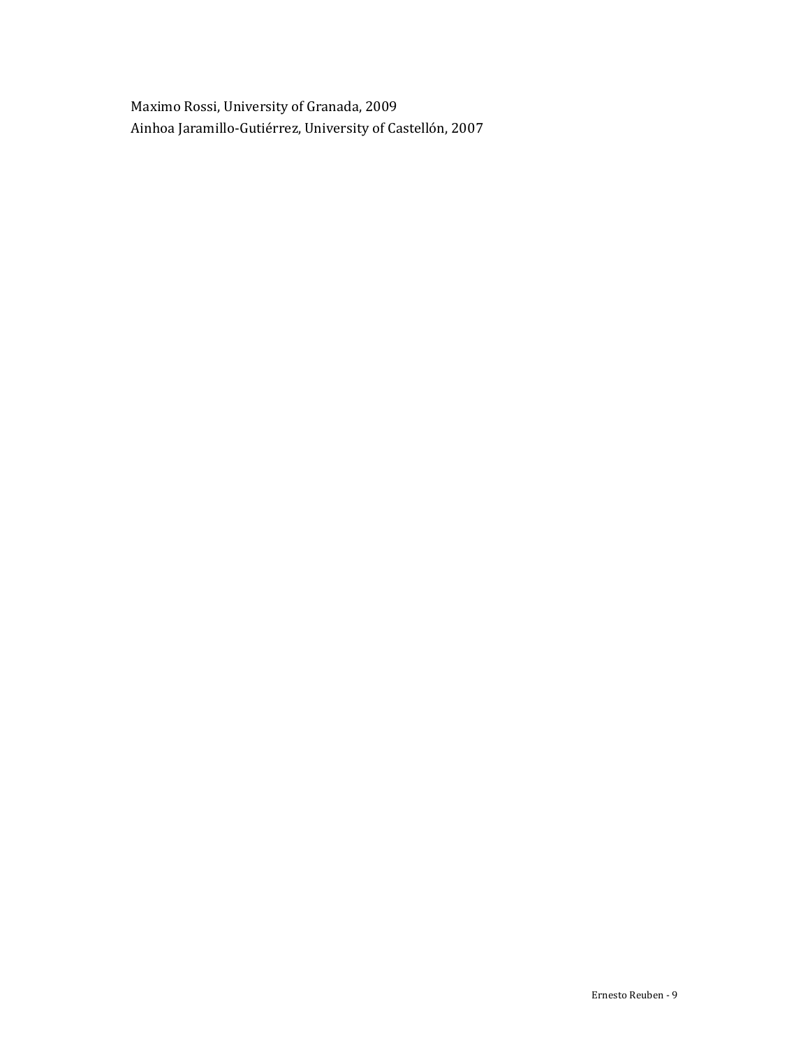Maximo Rossi, University of Granada, 2009
Ainhoa Jaramillo-Gutiérrez, University of Castellón, 2007